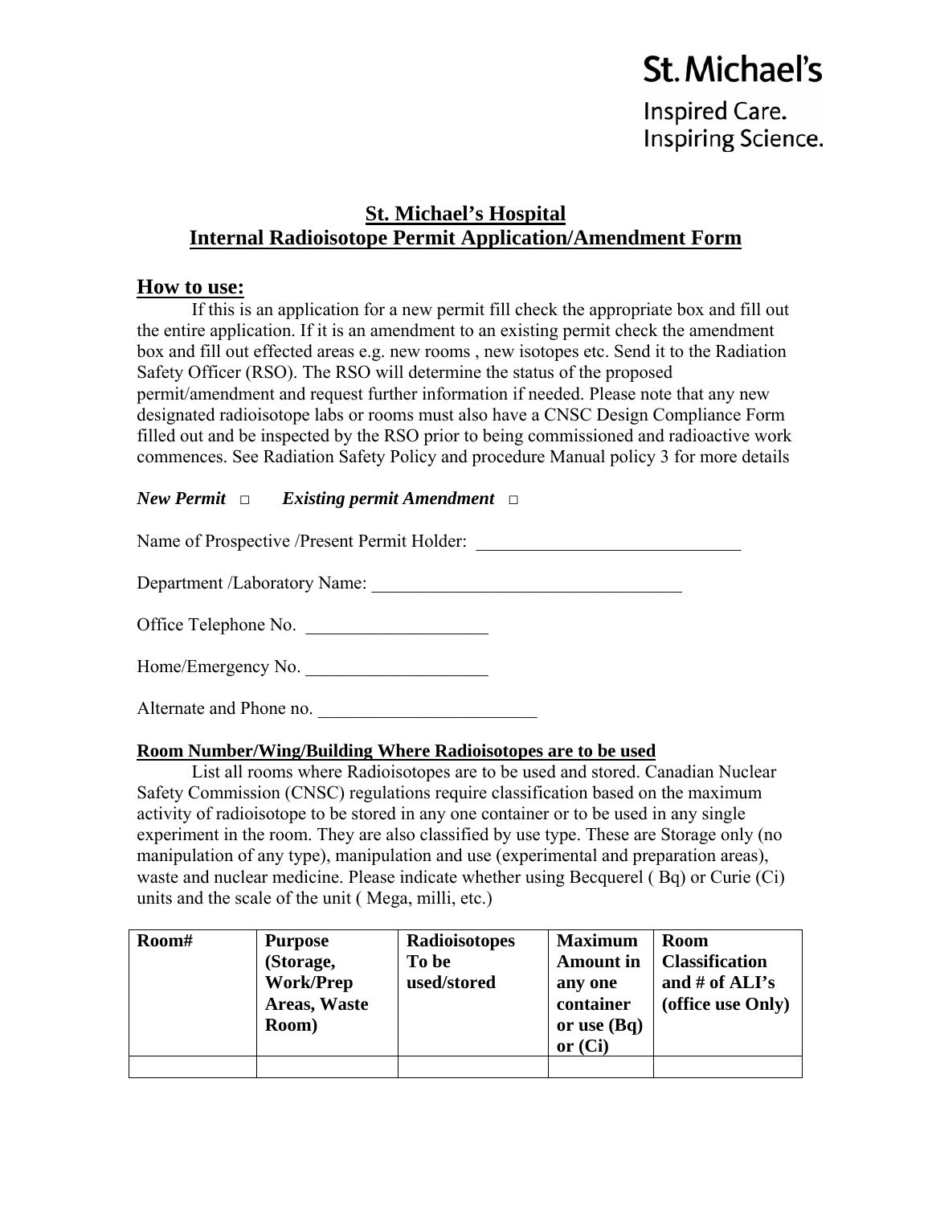St. Michael's

Inspired Care.
Inspiring Science.

# St. Michael's Hospital
# Internal Radioisotope Permit Application/Amendment Form

## How to use:

If this is an application for a new permit fill check the appropriate box and fill out the entire application. If it is an amendment to an existing permit check the amendment box and fill out effected areas e.g. new rooms , new isotopes etc. Send it to the Radiation Safety Officer (RSO). The RSO will determine the status of the proposed permit/amendment and request further information if needed. Please note that any new designated radioisotope labs or rooms must also have a CNSC Design Compliance Form filled out and be inspected by the RSO prior to being commissioned and radioactive work commences. See Radiation Safety Policy and procedure Manual policy 3 for more details

***New Permit*** □ ***Existing permit Amendment*** □

Name of Prospective /Present Permit Holder: ______________________________

Department /Laboratory Name: ___________________________________

Office Telephone No. ____________________

Home/Emergency No. ____________________

Alternate and Phone no. ________________________

**Room Number/Wing/Building Where Radioisotopes are to be used**

List all rooms where Radioisotopes are to be used and stored. Canadian Nuclear Safety Commission (CNSC) regulations require classification based on the maximum activity of radioisotope to be stored in any one container or to be used in any single experiment in the room. They are also classified by use type. These are Storage only (no manipulation of any type), manipulation and use (experimental and preparation areas), waste and nuclear medicine. Please indicate whether using Becquerel ( Bq) or Curie (Ci) units and the scale of the unit ( Mega, milli, etc.)

| Room# | Purpose (Storage, Work/Prep Areas, Waste Room) | Radioisotopes To be used/stored | Maximum Amount in any one container or use (Bq) or (Ci) | Room Classification and # of ALI's (office use Only) |
|---|---|---|---|---|
| | | | | |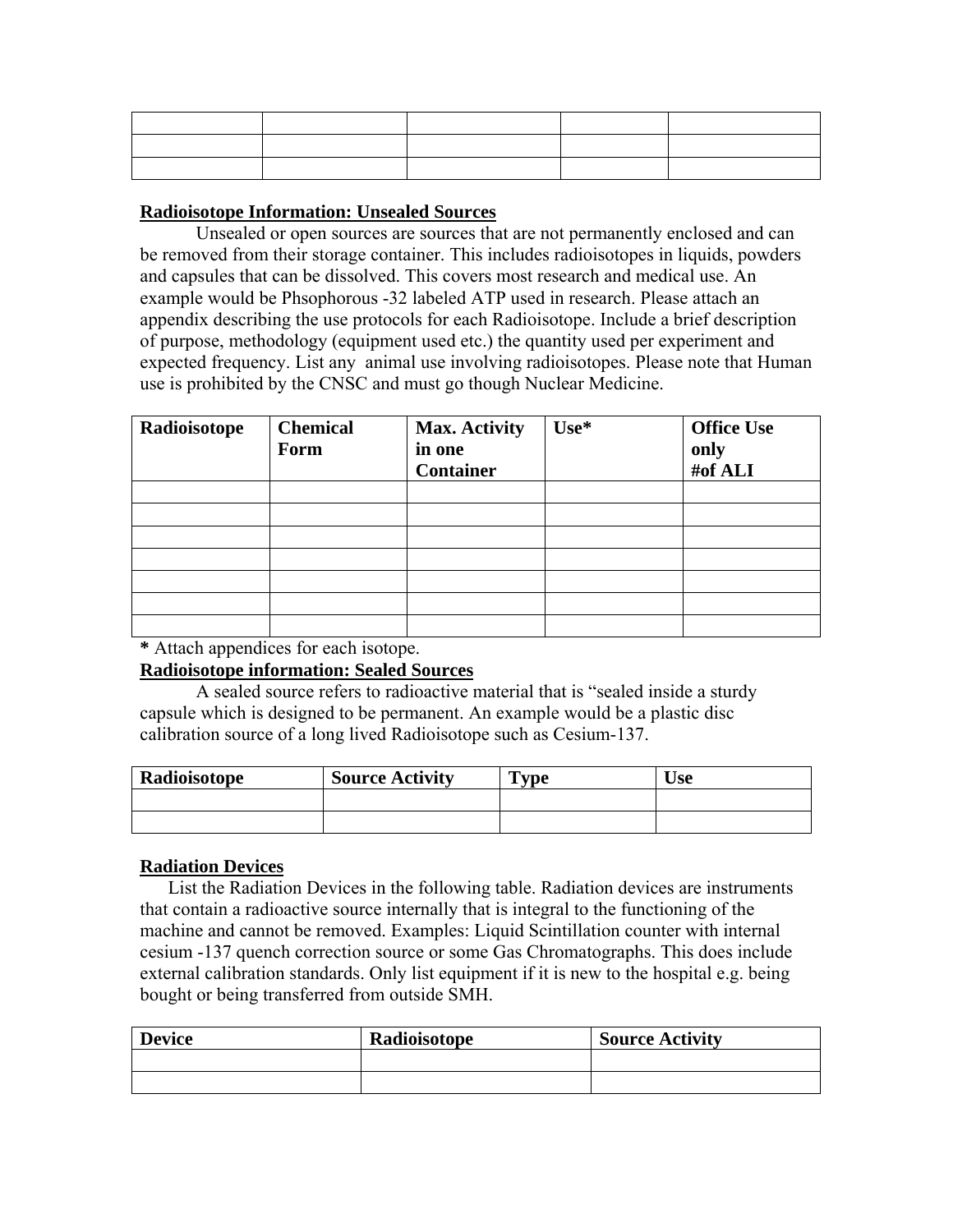| | | | | |
|---|---|---|---|---|
| | | | | |
| | | | | |
| | | | | |

**Radioisotope Information: Unsealed Sources**

Unsealed or open sources are sources that are not permanently enclosed and can be removed from their storage container. This includes radioisotopes in liquids, powders and capsules that can be dissolved. This covers most research and medical use. An example would be Phsophorous -32 labeled ATP used in research. Please attach an appendix describing the use protocols for each Radioisotope. Include a brief description of purpose, methodology (equipment used etc.) the quantity used per experiment and expected frequency. List any animal use involving radioisotopes. Please note that Human use is prohibited by the CNSC and must go though Nuclear Medicine.

| Radioisotope | Chemical Form | Max. Activity in one Container | Use* | Office Use only #of ALI |
|---|---|---|---|---|
| | | | | |
| | | | | |
| | | | | |
| | | | | |
| | | | | |
| | | | | |
| | | | | |

**\*** Attach appendices for each isotope.

**Radioisotope information: Sealed Sources**

A sealed source refers to radioactive material that is "sealed inside a sturdy capsule which is designed to be permanent. An example would be a plastic disc calibration source of a long lived Radioisotope such as Cesium-137.

| Radioisotope | Source Activity | Type | Use |
|---|---|---|---|
| | | | |
| | | | |

**Radiation Devices**

List the Radiation Devices in the following table. Radiation devices are instruments that contain a radioactive source internally that is integral to the functioning of the machine and cannot be removed. Examples: Liquid Scintillation counter with internal cesium -137 quench correction source or some Gas Chromatographs. This does include external calibration standards. Only list equipment if it is new to the hospital e.g. being bought or being transferred from outside SMH.

| Device | Radioisotope | Source Activity |
|---|---|---|
| | | |
| | | |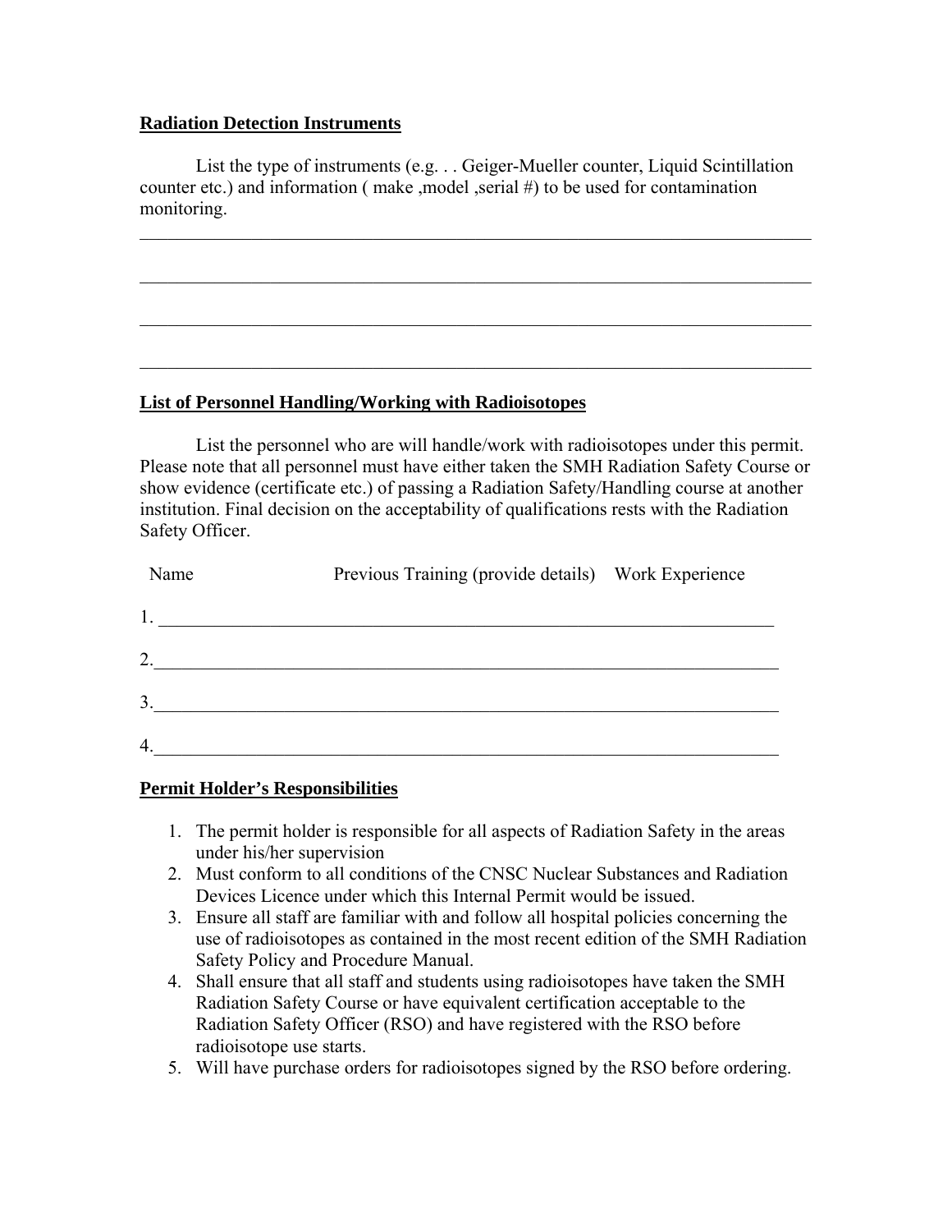**Radiation Detection Instruments**

List the type of instruments (e.g. . . Geiger-Mueller counter, Liquid Scintillation counter etc.) and information ( make ,model ,serial #) to be used for contamination monitoring.

\_\_\_\_\_\_\_\_\_\_\_\_\_\_\_\_\_\_\_\_\_\_\_\_\_\_\_\_\_\_\_\_\_\_\_\_\_\_\_\_\_\_\_\_\_\_\_\_\_\_\_\_\_\_\_\_\_\_\_\_\_\_\_\_\_\_\_\_\_\_

\_\_\_\_\_\_\_\_\_\_\_\_\_\_\_\_\_\_\_\_\_\_\_\_\_\_\_\_\_\_\_\_\_\_\_\_\_\_\_\_\_\_\_\_\_\_\_\_\_\_\_\_\_\_\_\_\_\_\_\_\_\_\_\_\_\_\_\_\_\_

\_\_\_\_\_\_\_\_\_\_\_\_\_\_\_\_\_\_\_\_\_\_\_\_\_\_\_\_\_\_\_\_\_\_\_\_\_\_\_\_\_\_\_\_\_\_\_\_\_\_\_\_\_\_\_\_\_\_\_\_\_\_\_\_\_\_\_\_\_\_

\_\_\_\_\_\_\_\_\_\_\_\_\_\_\_\_\_\_\_\_\_\_\_\_\_\_\_\_\_\_\_\_\_\_\_\_\_\_\_\_\_\_\_\_\_\_\_\_\_\_\_\_\_\_\_\_\_\_\_\_\_\_\_\_\_\_\_\_\_\_

**List of Personnel Handling/Working with Radioisotopes**

List the personnel who are will handle/work with radioisotopes under this permit. Please note that all personnel must have either taken the SMH Radiation Safety Course or show evidence (certificate etc.) of passing a Radiation Safety/Handling course at another institution. Final decision on the acceptability of qualifications rests with the Radiation Safety Officer.

| Name | Previous Training (provide details) | Work Experience |
|---|---|---|
| 1. | | |
| 2. | | |
| 3. | | |
| 4. | | |

**Permit Holder's Responsibilities**

1. The permit holder is responsible for all aspects of Radiation Safety in the areas under his/her supervision
2. Must conform to all conditions of the CNSC Nuclear Substances and Radiation Devices Licence under which this Internal Permit would be issued.
3. Ensure all staff are familiar with and follow all hospital policies concerning the use of radioisotopes as contained in the most recent edition of the SMH Radiation Safety Policy and Procedure Manual.
4. Shall ensure that all staff and students using radioisotopes have taken the SMH Radiation Safety Course or have equivalent certification acceptable to the Radiation Safety Officer (RSO) and have registered with the RSO before radioisotope use starts.
5. Will have purchase orders for radioisotopes signed by the RSO before ordering.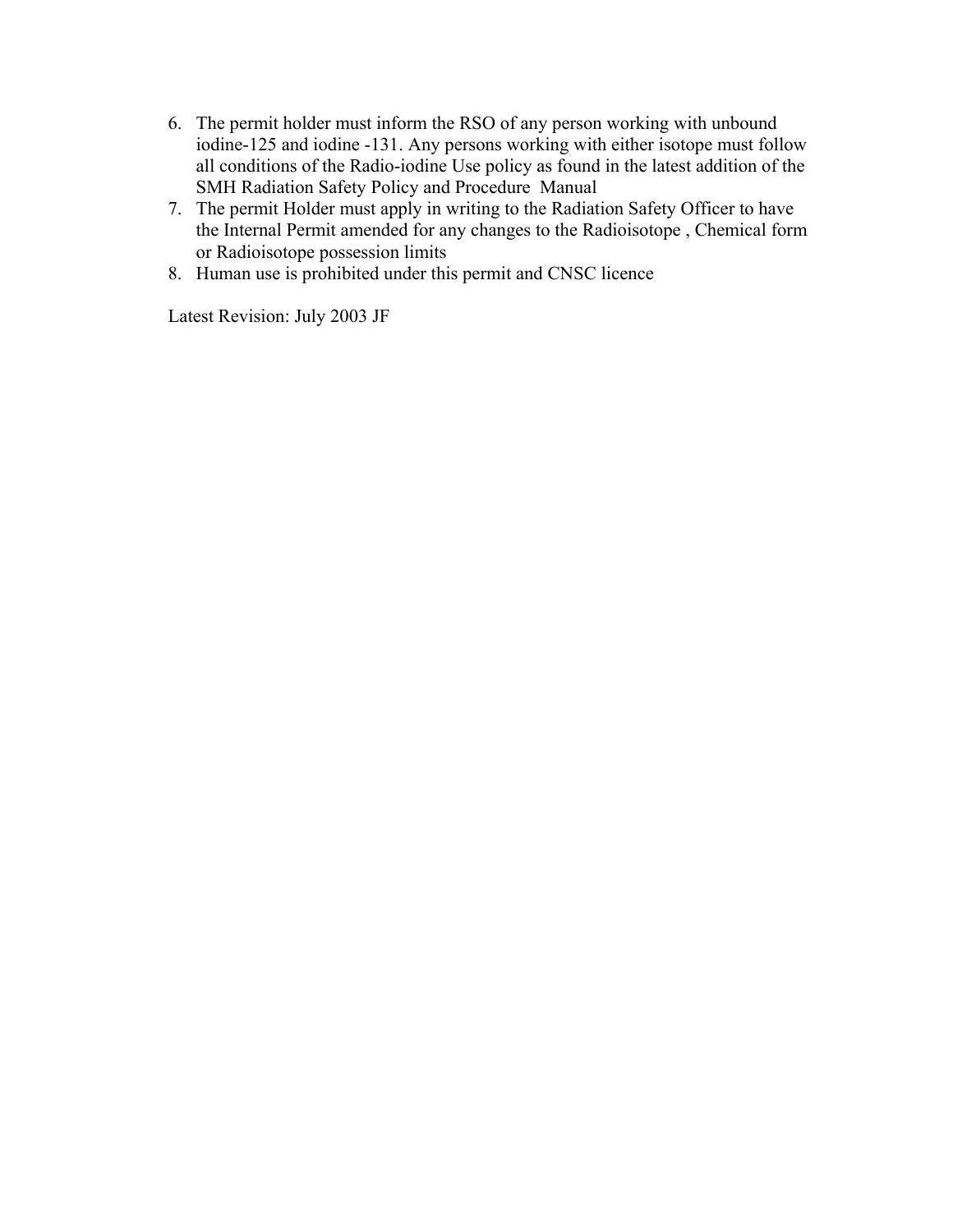6. The permit holder must inform the RSO of any person working with unbound iodine-125 and iodine -131. Any persons working with either isotope must follow all conditions of the Radio-iodine Use policy as found in the latest addition of the SMH Radiation Safety Policy and Procedure Manual
7. The permit Holder must apply in writing to the Radiation Safety Officer to have the Internal Permit amended for any changes to the Radioisotope , Chemical form or Radioisotope possession limits
8. Human use is prohibited under this permit and CNSC licence

Latest Revision: July 2003 JF